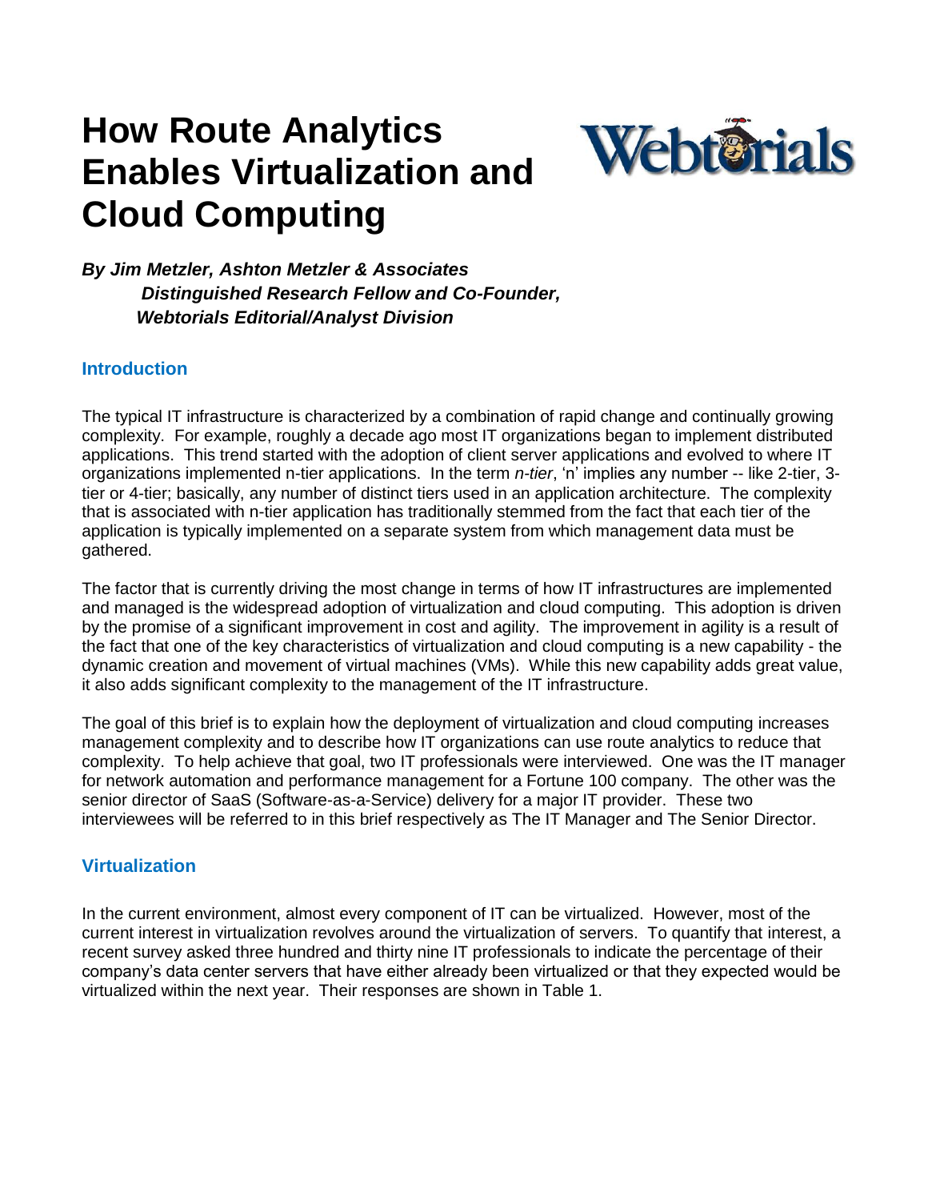# How Route Analytics Enables Virtualization and Cloud Computing

***By Jim Metzler, Ashton Metzler & Associates***
***Distinguished Research Fellow and Co-Founder,***
***Webtorials Editorial/Analyst Division***

## Introduction

The typical IT infrastructure is characterized by a combination of rapid change and continually growing complexity. For example, roughly a decade ago most IT organizations began to implement distributed applications. This trend started with the adoption of client server applications and evolved to where IT organizations implemented n-tier applications. In the term *n-tier*, 'n' implies any number -- like 2-tier, 3-tier or 4-tier; basically, any number of distinct tiers used in an application architecture. The complexity that is associated with n-tier application has traditionally stemmed from the fact that each tier of the application is typically implemented on a separate system from which management data must be gathered.

The factor that is currently driving the most change in terms of how IT infrastructures are implemented and managed is the widespread adoption of virtualization and cloud computing. This adoption is driven by the promise of a significant improvement in cost and agility. The improvement in agility is a result of the fact that one of the key characteristics of virtualization and cloud computing is a new capability - the dynamic creation and movement of virtual machines (VMs). While this new capability adds great value, it also adds significant complexity to the management of the IT infrastructure.

The goal of this brief is to explain how the deployment of virtualization and cloud computing increases management complexity and to describe how IT organizations can use route analytics to reduce that complexity. To help achieve that goal, two IT professionals were interviewed. One was the IT manager for network automation and performance management for a Fortune 100 company. The other was the senior director of SaaS (Software-as-a-Service) delivery for a major IT provider. These two interviewees will be referred to in this brief respectively as The IT Manager and The Senior Director.

## Virtualization

In the current environment, almost every component of IT can be virtualized. However, most of the current interest in virtualization revolves around the virtualization of servers. To quantify that interest, a recent survey asked three hundred and thirty nine IT professionals to indicate the percentage of their company's data center servers that have either already been virtualized or that they expected would be virtualized within the next year. Their responses are shown in Table 1.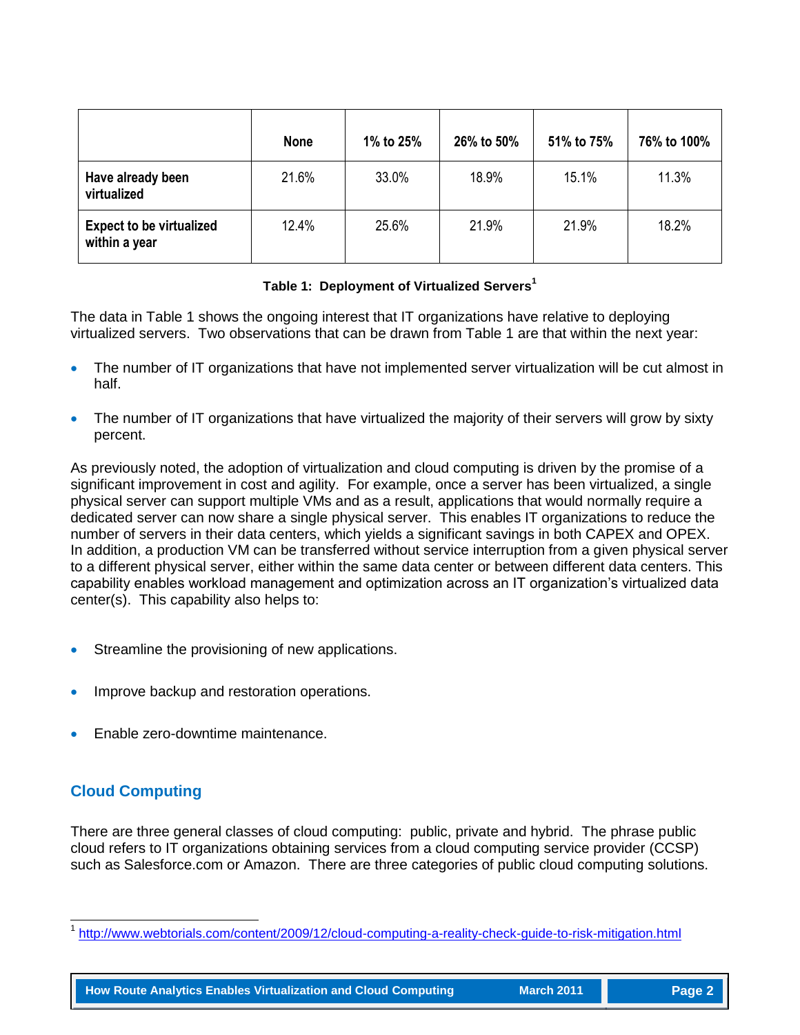|  | None | 1% to 25% | 26% to 50% | 51% to 75% | 76% to 100% |
|---|---|---|---|---|---|
| **Have already been virtualized** | 21.6% | 33.0% | 18.9% | 15.1% | 11.3% |
| **Expect to be virtualized within a year** | 12.4% | 25.6% | 21.9% | 21.9% | 18.2% |

**Table 1: Deployment of Virtualized Servers[1]**

The data in Table 1 shows the ongoing interest that IT organizations have relative to deploying virtualized servers. Two observations that can be drawn from Table 1 are that within the next year:

- The number of IT organizations that have not implemented server virtualization will be cut almost in half.
- The number of IT organizations that have virtualized the majority of their servers will grow by sixty percent.

As previously noted, the adoption of virtualization and cloud computing is driven by the promise of a significant improvement in cost and agility. For example, once a server has been virtualized, a single physical server can support multiple VMs and as a result, applications that would normally require a dedicated server can now share a single physical server. This enables IT organizations to reduce the number of servers in their data centers, which yields a significant savings in both CAPEX and OPEX. In addition, a production VM can be transferred without service interruption from a given physical server to a different physical server, either within the same data center or between different data centers. This capability enables workload management and optimization across an IT organization's virtualized data center(s). This capability also helps to:

- Streamline the provisioning of new applications.
- Improve backup and restoration operations.
- Enable zero-downtime maintenance.

## Cloud Computing

There are three general classes of cloud computing: public, private and hybrid. The phrase public cloud refers to IT organizations obtaining services from a cloud computing service provider (CCSP) such as Salesforce.com or Amazon. There are three categories of public cloud computing solutions.

---

[1] http://www.webtorials.com/content/2009/12/cloud-computing-a-reality-check-guide-to-risk-mitigation.html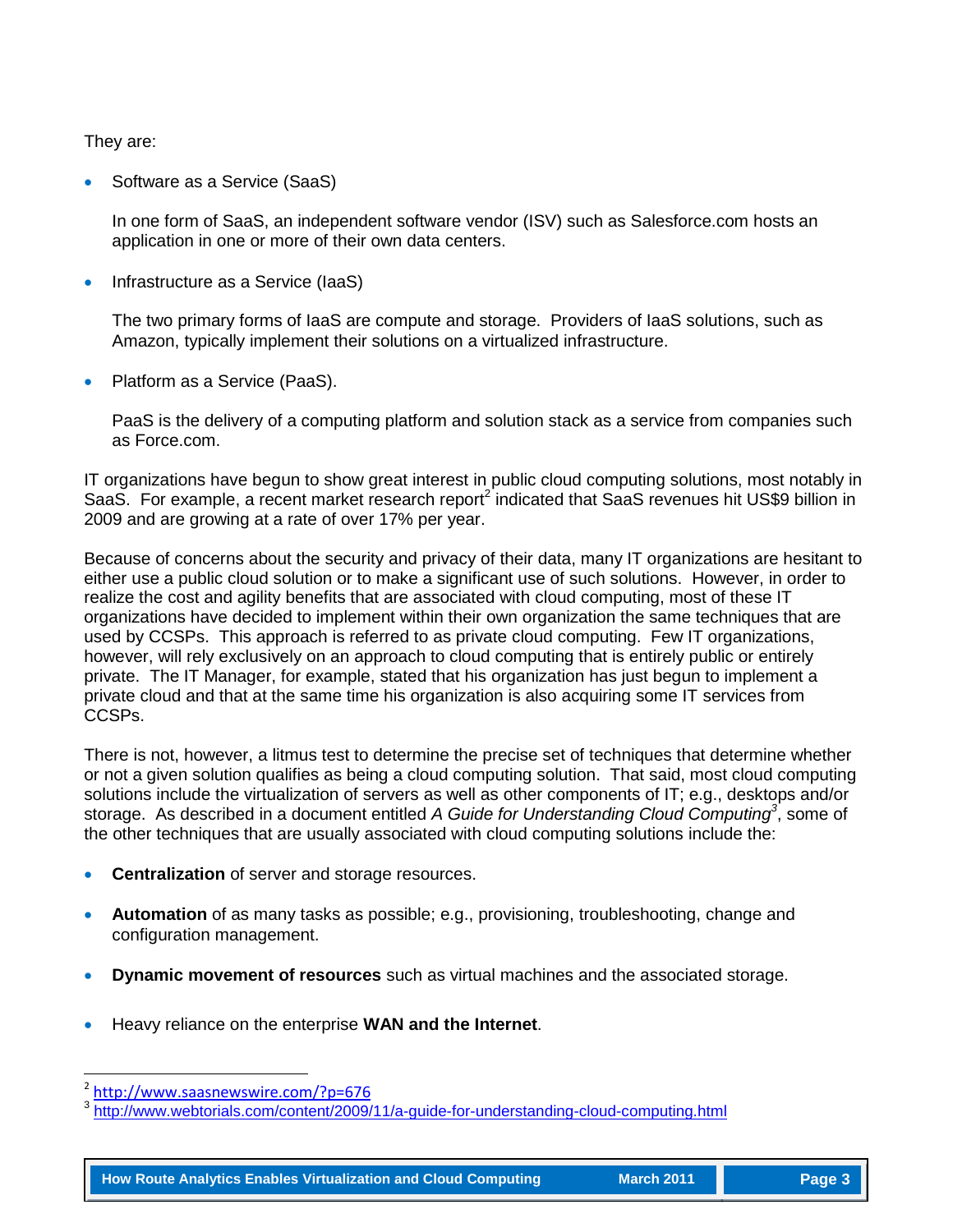They are:

- Software as a Service (SaaS)

  In one form of SaaS, an independent software vendor (ISV) such as Salesforce.com hosts an application in one or more of their own data centers.

- Infrastructure as a Service (IaaS)

  The two primary forms of IaaS are compute and storage. Providers of IaaS solutions, such as Amazon, typically implement their solutions on a virtualized infrastructure.

- Platform as a Service (PaaS).

  PaaS is the delivery of a computing platform and solution stack as a service from companies such as Force.com.

IT organizations have begun to show great interest in public cloud computing solutions, most notably in SaaS. For example, a recent market research report[2] indicated that SaaS revenues hit US$9 billion in 2009 and are growing at a rate of over 17% per year.

Because of concerns about the security and privacy of their data, many IT organizations are hesitant to either use a public cloud solution or to make a significant use of such solutions. However, in order to realize the cost and agility benefits that are associated with cloud computing, most of these IT organizations have decided to implement within their own organization the same techniques that are used by CCSPs. This approach is referred to as private cloud computing. Few IT organizations, however, will rely exclusively on an approach to cloud computing that is entirely public or entirely private. The IT Manager, for example, stated that his organization has just begun to implement a private cloud and that at the same time his organization is also acquiring some IT services from CCSPs.

There is not, however, a litmus test to determine the precise set of techniques that determine whether or not a given solution qualifies as being a cloud computing solution. That said, most cloud computing solutions include the virtualization of servers as well as other components of IT; e.g., desktops and/or storage. As described in a document entitled *A Guide for Understanding Cloud Computing*[3], some of the other techniques that are usually associated with cloud computing solutions include the:

- **Centralization** of server and storage resources.

- **Automation** of as many tasks as possible; e.g., provisioning, troubleshooting, change and configuration management.

- **Dynamic movement of resources** such as virtual machines and the associated storage.

- Heavy reliance on the enterprise **WAN and the Internet**.

---

[2] http://www.saasnewswire.com/?p=676

[3] http://www.webtorials.com/content/2009/11/a-guide-for-understanding-cloud-computing.html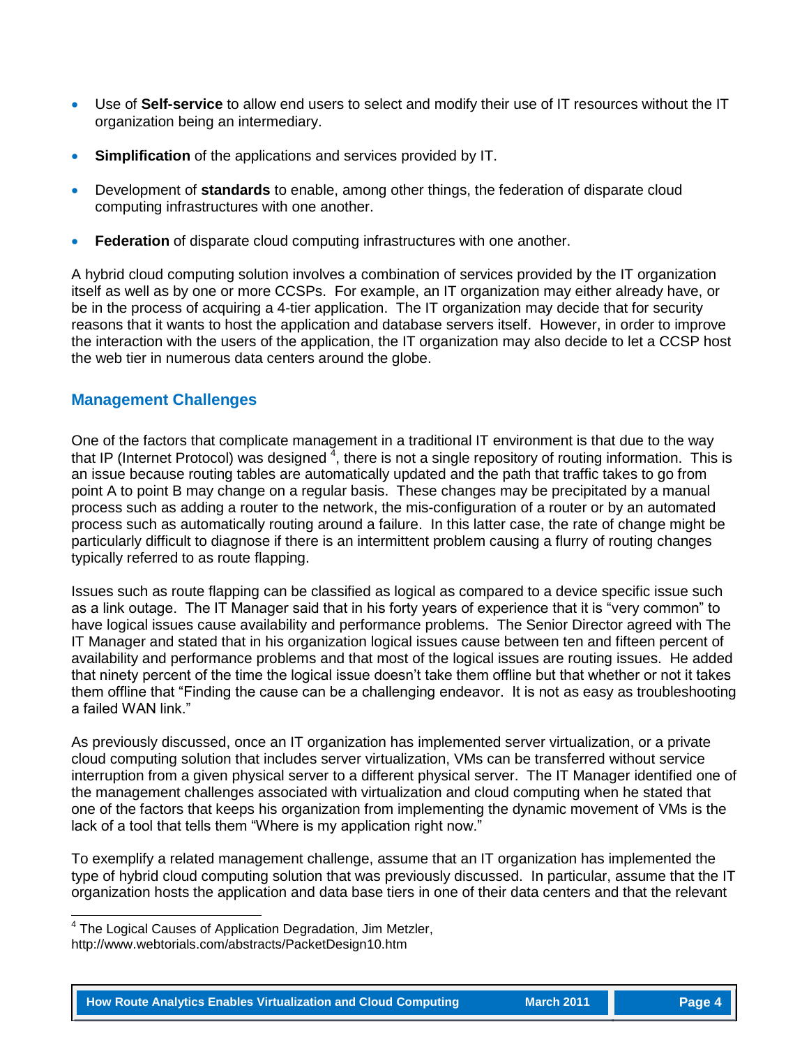- Use of **Self-service** to allow end users to select and modify their use of IT resources without the IT organization being an intermediary.
- **Simplification** of the applications and services provided by IT.
- Development of **standards** to enable, among other things, the federation of disparate cloud computing infrastructures with one another.
- **Federation** of disparate cloud computing infrastructures with one another.

A hybrid cloud computing solution involves a combination of services provided by the IT organization itself as well as by one or more CCSPs. For example, an IT organization may either already have, or be in the process of acquiring a 4-tier application. The IT organization may decide that for security reasons that it wants to host the application and database servers itself. However, in order to improve the interaction with the users of the application, the IT organization may also decide to let a CCSP host the web tier in numerous data centers around the globe.

## Management Challenges

One of the factors that complicate management in a traditional IT environment is that due to the way that IP (Internet Protocol) was designed [4], there is not a single repository of routing information. This is an issue because routing tables are automatically updated and the path that traffic takes to go from point A to point B may change on a regular basis. These changes may be precipitated by a manual process such as adding a router to the network, the mis-configuration of a router or by an automated process such as automatically routing around a failure. In this latter case, the rate of change might be particularly difficult to diagnose if there is an intermittent problem causing a flurry of routing changes typically referred to as route flapping.

Issues such as route flapping can be classified as logical as compared to a device specific issue such as a link outage. The IT Manager said that in his forty years of experience that it is "very common" to have logical issues cause availability and performance problems. The Senior Director agreed with The IT Manager and stated that in his organization logical issues cause between ten and fifteen percent of availability and performance problems and that most of the logical issues are routing issues. He added that ninety percent of the time the logical issue doesn't take them offline but that whether or not it takes them offline that "Finding the cause can be a challenging endeavor. It is not as easy as troubleshooting a failed WAN link."

As previously discussed, once an IT organization has implemented server virtualization, or a private cloud computing solution that includes server virtualization, VMs can be transferred without service interruption from a given physical server to a different physical server. The IT Manager identified one of the management challenges associated with virtualization and cloud computing when he stated that one of the factors that keeps his organization from implementing the dynamic movement of VMs is the lack of a tool that tells them "Where is my application right now."

To exemplify a related management challenge, assume that an IT organization has implemented the type of hybrid cloud computing solution that was previously discussed. In particular, assume that the IT organization hosts the application and data base tiers in one of their data centers and that the relevant

---

[4] The Logical Causes of Application Degradation, Jim Metzler, http://www.webtorials.com/abstracts/PacketDesign10.htm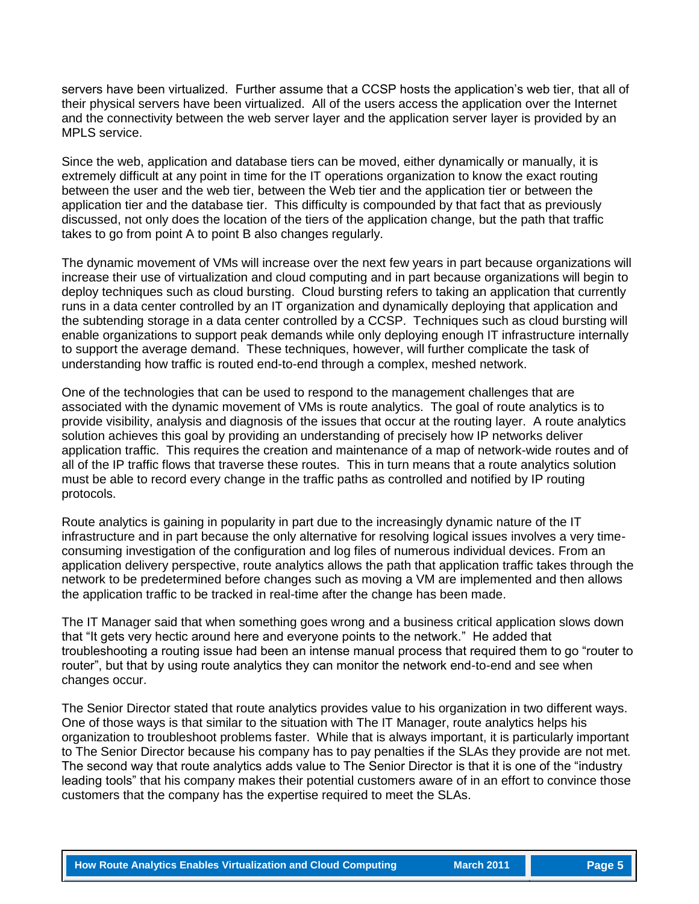servers have been virtualized. Further assume that a CCSP hosts the application's web tier, that all of their physical servers have been virtualized. All of the users access the application over the Internet and the connectivity between the web server layer and the application server layer is provided by an MPLS service.

Since the web, application and database tiers can be moved, either dynamically or manually, it is extremely difficult at any point in time for the IT operations organization to know the exact routing between the user and the web tier, between the Web tier and the application tier or between the application tier and the database tier. This difficulty is compounded by that fact that as previously discussed, not only does the location of the tiers of the application change, but the path that traffic takes to go from point A to point B also changes regularly.

The dynamic movement of VMs will increase over the next few years in part because organizations will increase their use of virtualization and cloud computing and in part because organizations will begin to deploy techniques such as cloud bursting. Cloud bursting refers to taking an application that currently runs in a data center controlled by an IT organization and dynamically deploying that application and the subtending storage in a data center controlled by a CCSP. Techniques such as cloud bursting will enable organizations to support peak demands while only deploying enough IT infrastructure internally to support the average demand. These techniques, however, will further complicate the task of understanding how traffic is routed end-to-end through a complex, meshed network.

One of the technologies that can be used to respond to the management challenges that are associated with the dynamic movement of VMs is route analytics. The goal of route analytics is to provide visibility, analysis and diagnosis of the issues that occur at the routing layer. A route analytics solution achieves this goal by providing an understanding of precisely how IP networks deliver application traffic. This requires the creation and maintenance of a map of network-wide routes and of all of the IP traffic flows that traverse these routes. This in turn means that a route analytics solution must be able to record every change in the traffic paths as controlled and notified by IP routing protocols.

Route analytics is gaining in popularity in part due to the increasingly dynamic nature of the IT infrastructure and in part because the only alternative for resolving logical issues involves a very time-consuming investigation of the configuration and log files of numerous individual devices. From an application delivery perspective, route analytics allows the path that application traffic takes through the network to be predetermined before changes such as moving a VM are implemented and then allows the application traffic to be tracked in real-time after the change has been made.

The IT Manager said that when something goes wrong and a business critical application slows down that "It gets very hectic around here and everyone points to the network." He added that troubleshooting a routing issue had been an intense manual process that required them to go "router to router", but that by using route analytics they can monitor the network end-to-end and see when changes occur.

The Senior Director stated that route analytics provides value to his organization in two different ways. One of those ways is that similar to the situation with The IT Manager, route analytics helps his organization to troubleshoot problems faster. While that is always important, it is particularly important to The Senior Director because his company has to pay penalties if the SLAs they provide are not met. The second way that route analytics adds value to The Senior Director is that it is one of the "industry leading tools" that his company makes their potential customers aware of in an effort to convince those customers that the company has the expertise required to meet the SLAs.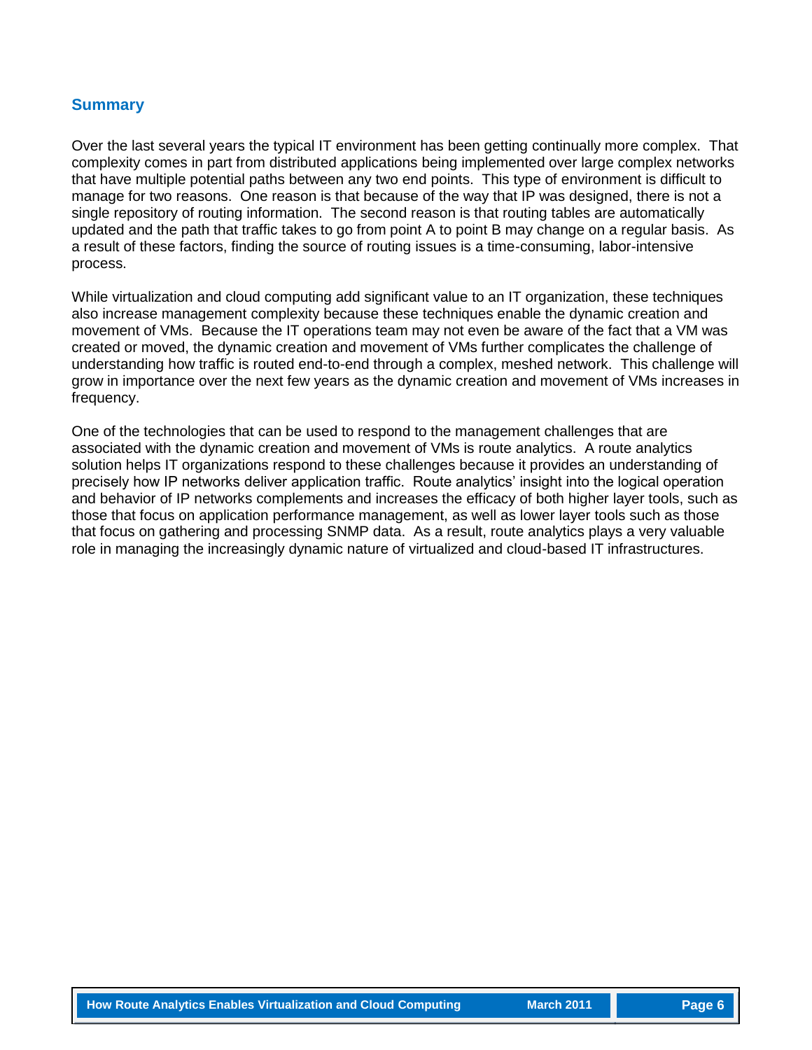## Summary

Over the last several years the typical IT environment has been getting continually more complex. That complexity comes in part from distributed applications being implemented over large complex networks that have multiple potential paths between any two end points. This type of environment is difficult to manage for two reasons. One reason is that because of the way that IP was designed, there is not a single repository of routing information. The second reason is that routing tables are automatically updated and the path that traffic takes to go from point A to point B may change on a regular basis. As a result of these factors, finding the source of routing issues is a time-consuming, labor-intensive process.

While virtualization and cloud computing add significant value to an IT organization, these techniques also increase management complexity because these techniques enable the dynamic creation and movement of VMs. Because the IT operations team may not even be aware of the fact that a VM was created or moved, the dynamic creation and movement of VMs further complicates the challenge of understanding how traffic is routed end-to-end through a complex, meshed network. This challenge will grow in importance over the next few years as the dynamic creation and movement of VMs increases in frequency.

One of the technologies that can be used to respond to the management challenges that are associated with the dynamic creation and movement of VMs is route analytics. A route analytics solution helps IT organizations respond to these challenges because it provides an understanding of precisely how IP networks deliver application traffic. Route analytics' insight into the logical operation and behavior of IP networks complements and increases the efficacy of both higher layer tools, such as those that focus on application performance management, as well as lower layer tools such as those that focus on gathering and processing SNMP data. As a result, route analytics plays a very valuable role in managing the increasingly dynamic nature of virtualized and cloud-based IT infrastructures.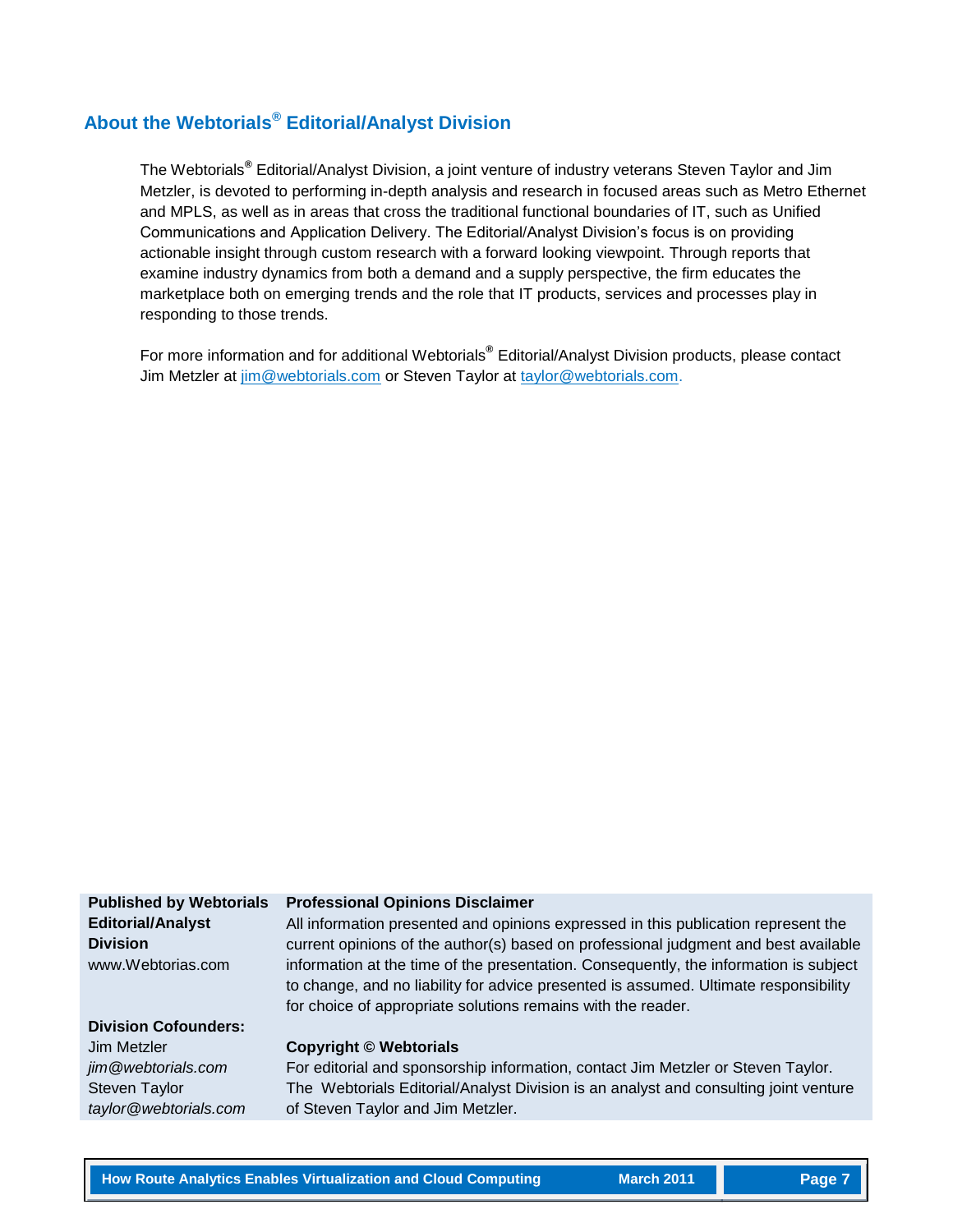## About the Webtorials® Editorial/Analyst Division

The Webtorials® Editorial/Analyst Division, a joint venture of industry veterans Steven Taylor and Jim Metzler, is devoted to performing in-depth analysis and research in focused areas such as Metro Ethernet and MPLS, as well as in areas that cross the traditional functional boundaries of IT, such as Unified Communications and Application Delivery. The Editorial/Analyst Division's focus is on providing actionable insight through custom research with a forward looking viewpoint. Through reports that examine industry dynamics from both a demand and a supply perspective, the firm educates the marketplace both on emerging trends and the role that IT products, services and processes play in responding to those trends.

For more information and for additional Webtorials® Editorial/Analyst Division products, please contact Jim Metzler at jim@webtorials.com or Steven Taylor at taylor@webtorials.com.

| | |
|---|---|
| **Published by Webtorials Editorial/Analyst Division**<br>www.Webtorias.com | **Professional Opinions Disclaimer**<br>All information presented and opinions expressed in this publication represent the current opinions of the author(s) based on professional judgment and best available information at the time of the presentation. Consequently, the information is subject to change, and no liability for advice presented is assumed. Ultimate responsibility for choice of appropriate solutions remains with the reader. |
| **Division Cofounders:**<br>Jim Metzler<br>*jim@webtorials.com*<br>Steven Taylor<br>*taylor@webtorials.com* | **Copyright © Webtorials**<br>For editorial and sponsorship information, contact Jim Metzler or Steven Taylor. The Webtorials Editorial/Analyst Division is an analyst and consulting joint venture of Steven Taylor and Jim Metzler. |